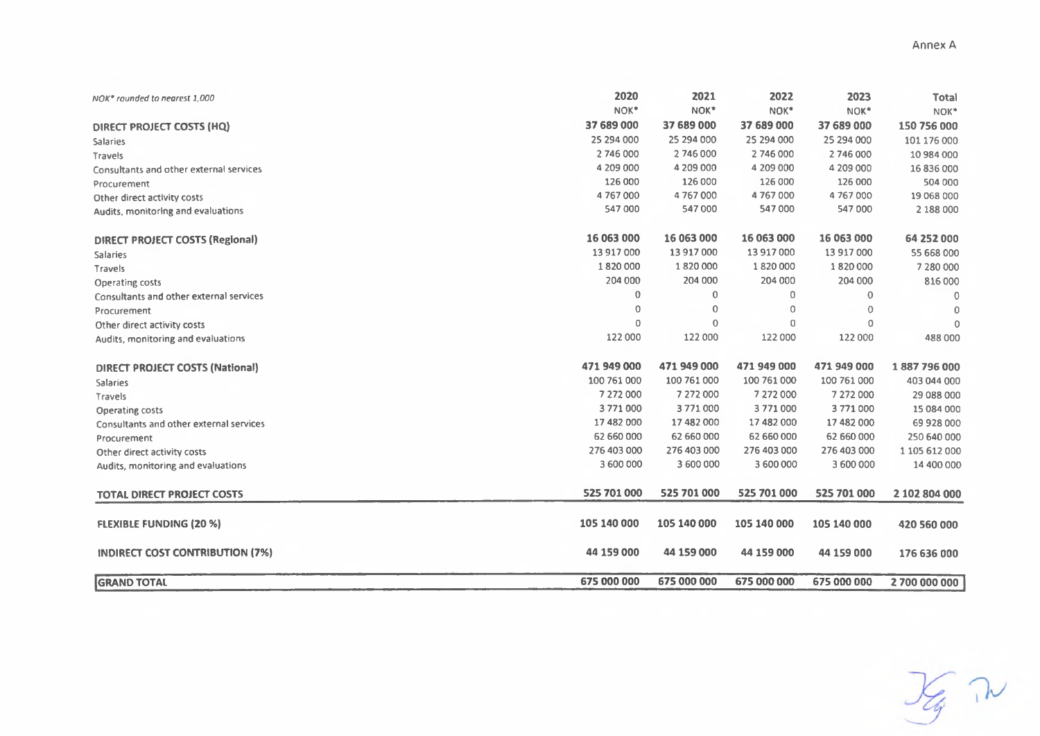Annex A

| *NOK* rounded to nearest 1,000* | 2020<br>NOK* | 2021<br>NOK* | 2022<br>NOK* | 2023<br>NOK* | Total<br>NOK* |
|---|---|---|---|---|---|
| **DIRECT PROJECT COSTS (HQ)** | **37 689 000** | **37 689 000** | **37 689 000** | **37 689 000** | **150 756 000** |
| Salaries | 25 294 000 | 25 294 000 | 25 294 000 | 25 294 000 | 101 176 000 |
| Travels | 2 746 000 | 2 746 000 | 2 746 000 | 2 746 000 | 10 984 000 |
| Consultants and other external services | 4 209 000 | 4 209 000 | 4 209 000 | 4 209 000 | 16 836 000 |
| Procurement | 126 000 | 126 000 | 126 000 | 126 000 | 504 000 |
| Other direct activity costs | 4 767 000 | 4 767 000 | 4 767 000 | 4 767 000 | 19 068 000 |
| Audits, monitoring and evaluations | 547 000 | 547 000 | 547 000 | 547 000 | 2 188 000 |
| **DIRECT PROJECT COSTS (Regional)** | **16 063 000** | **16 063 000** | **16 063 000** | **16 063 000** | **64 252 000** |
| Salaries | 13 917 000 | 13 917 000 | 13 917 000 | 13 917 000 | 55 668 000 |
| Travels | 1 820 000 | 1 820 000 | 1 820 000 | 1 820 000 | 7 280 000 |
| Operating costs | 204 000 | 204 000 | 204 000 | 204 000 | 816 000 |
| Consultants and other external services | 0 | 0 | 0 | 0 | 0 |
| Procurement | 0 | 0 | 0 | 0 | 0 |
| Other direct activity costs | 0 | 0 | 0 | 0 | 0 |
| Audits, monitoring and evaluations | 122 000 | 122 000 | 122 000 | 122 000 | 488 000 |
| **DIRECT PROJECT COSTS (National)** | **471 949 000** | **471 949 000** | **471 949 000** | **471 949 000** | **1 887 796 000** |
| Salaries | 100 761 000 | 100 761 000 | 100 761 000 | 100 761 000 | 403 044 000 |
| Travels | 7 272 000 | 7 272 000 | 7 272 000 | 7 272 000 | 29 088 000 |
| Operating costs | 3 771 000 | 3 771 000 | 3 771 000 | 3 771 000 | 15 084 000 |
| Consultants and other external services | 17 482 000 | 17 482 000 | 17 482 000 | 17 482 000 | 69 928 000 |
| Procurement | 62 660 000 | 62 660 000 | 62 660 000 | 62 660 000 | 250 640 000 |
| Other direct activity costs | 276 403 000 | 276 403 000 | 276 403 000 | 276 403 000 | 1 105 612 000 |
| Audits, monitoring and evaluations | 3 600 000 | 3 600 000 | 3 600 000 | 3 600 000 | 14 400 000 |
| **TOTAL DIRECT PROJECT COSTS** | **525 701 000** | **525 701 000** | **525 701 000** | **525 701 000** | **2 102 804 000** |
| **FLEXIBLE FUNDING (20 %)** | **105 140 000** | **105 140 000** | **105 140 000** | **105 140 000** | **420 560 000** |
| **INDIRECT COST CONTRIBUTION (7%)** | **44 159 000** | **44 159 000** | **44 159 000** | **44 159 000** | **176 636 000** |
| **GRAND TOTAL** | **675 000 000** | **675 000 000** | **675 000 000** | **675 000 000** | **2 700 000 000** |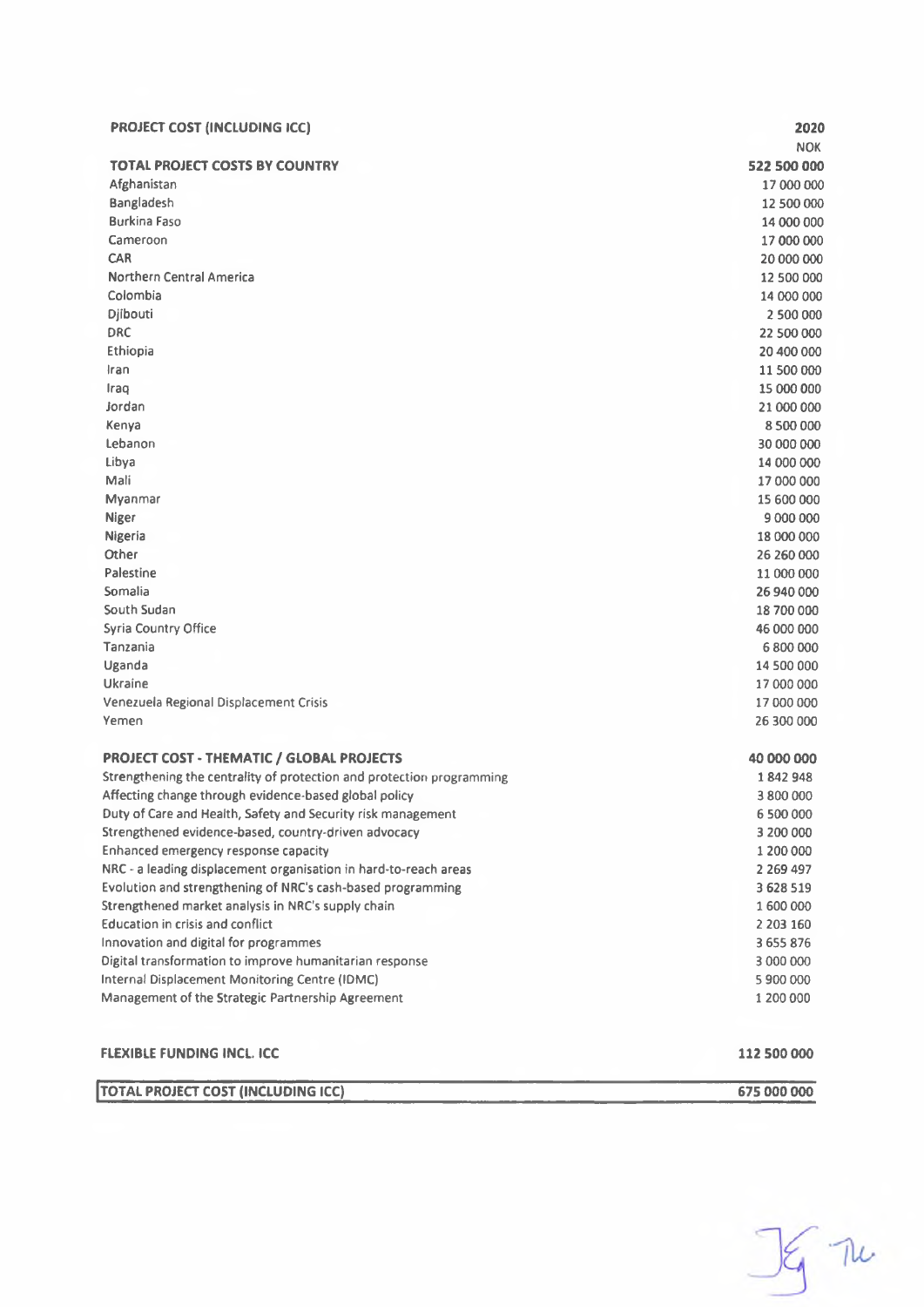| PROJECT COST (INCLUDING ICC) | 2020 |
|---|---|
| | NOK |
| **TOTAL PROJECT COSTS BY COUNTRY** | **522 500 000** |
| Afghanistan | 17 000 000 |
| Bangladesh | 12 500 000 |
| Burkina Faso | 14 000 000 |
| Cameroon | 17 000 000 |
| CAR | 20 000 000 |
| Northern Central America | 12 500 000 |
| Colombia | 14 000 000 |
| Djibouti | 2 500 000 |
| DRC | 22 500 000 |
| Ethiopia | 20 400 000 |
| Iran | 11 500 000 |
| Iraq | 15 000 000 |
| Jordan | 21 000 000 |
| Kenya | 8 500 000 |
| Lebanon | 30 000 000 |
| Libya | 14 000 000 |
| Mali | 17 000 000 |
| Myanmar | 15 600 000 |
| Niger | 9 000 000 |
| Nigeria | 18 000 000 |
| Other | 26 260 000 |
| Palestine | 11 000 000 |
| Somalia | 26 940 000 |
| South Sudan | 18 700 000 |
| Syria Country Office | 46 000 000 |
| Tanzania | 6 800 000 |
| Uganda | 14 500 000 |
| Ukraine | 17 000 000 |
| Venezuela Regional Displacement Crisis | 17 000 000 |
| Yemen | 26 300 000 |
| | |
| **PROJECT COST - THEMATIC / GLOBAL PROJECTS** | **40 000 000** |
| Strengthening the centrality of protection and protection programming | 1 842 948 |
| Affecting change through evidence-based global policy | 3 800 000 |
| Duty of Care and Health, Safety and Security risk management | 6 500 000 |
| Strengthened evidence-based, country-driven advocacy | 3 200 000 |
| Enhanced emergency response capacity | 1 200 000 |
| NRC - a leading displacement organisation in hard-to-reach areas | 2 269 497 |
| Evolution and strengthening of NRC's cash-based programming | 3 628 519 |
| Strengthened market analysis in NRC's supply chain | 1 600 000 |
| Education in crisis and conflict | 2 203 160 |
| Innovation and digital for programmes | 3 655 876 |
| Digital transformation to improve humanitarian response | 3 000 000 |
| Internal Displacement Monitoring Centre (IDMC) | 5 900 000 |
| Management of the Strategic Partnership Agreement | 1 200 000 |
| | |
| **FLEXIBLE FUNDING INCL. ICC** | **112 500 000** |
| | |
| **TOTAL PROJECT COST (INCLUDING ICC)** | **675 000 000** |